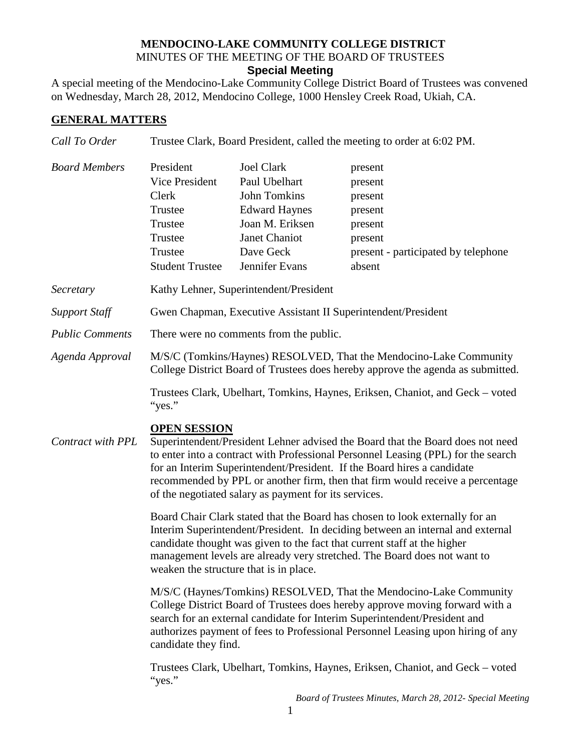**MENDOCINO-LAKE COMMUNITY COLLEGE DISTRICT**

MINUTES OF THE MEETING OF THE BOARD OF TRUSTEES

**Special Meeting**

A special meeting of the Mendocino-Lake Community College District Board of Trustees was convened on Wednesday, March 28, 2012, Mendocino College, 1000 Hensley Creek Road, Ukiah, CA.

## GENERAL MATTERS

*Call To Order* — Trustee Clark, Board President, called the meeting to order at 6:02 PM.

*Board Members*

| | | |
|---|---|---|
| President | Joel Clark | present |
| Vice President | Paul Ubelhart | present |
| Clerk | John Tomkins | present |
| Trustee | Edward Haynes | present |
| Trustee | Joan M. Eriksen | present |
| Trustee | Janet Chaniot | present |
| Trustee | Dave Geck | present - participated by telephone |
| Student Trustee | Jennifer Evans | absent |

*Secretary* — Kathy Lehner, Superintendent/President

*Support Staff* — Gwen Chapman, Executive Assistant II Superintendent/President

*Public Comments* — There were no comments from the public.

*Agenda Approval* — M/S/C (Tomkins/Haynes) RESOLVED, That the Mendocino-Lake Community College District Board of Trustees does hereby approve the agenda as submitted.

Trustees Clark, Ubelhart, Tomkins, Haynes, Eriksen, Chaniot, and Geck – voted "yes."

## OPEN SESSION

*Contract with PPL* — Superintendent/President Lehner advised the Board that the Board does not need to enter into a contract with Professional Personnel Leasing (PPL) for the search for an Interim Superintendent/President. If the Board hires a candidate recommended by PPL or another firm, then that firm would receive a percentage of the negotiated salary as payment for its services.

Board Chair Clark stated that the Board has chosen to look externally for an Interim Superintendent/President. In deciding between an internal and external candidate thought was given to the fact that current staff at the higher management levels are already very stretched. The Board does not want to weaken the structure that is in place.

M/S/C (Haynes/Tomkins) RESOLVED, That the Mendocino-Lake Community College District Board of Trustees does hereby approve moving forward with a search for an external candidate for Interim Superintendent/President and authorizes payment of fees to Professional Personnel Leasing upon hiring of any candidate they find.

Trustees Clark, Ubelhart, Tomkins, Haynes, Eriksen, Chaniot, and Geck – voted "yes."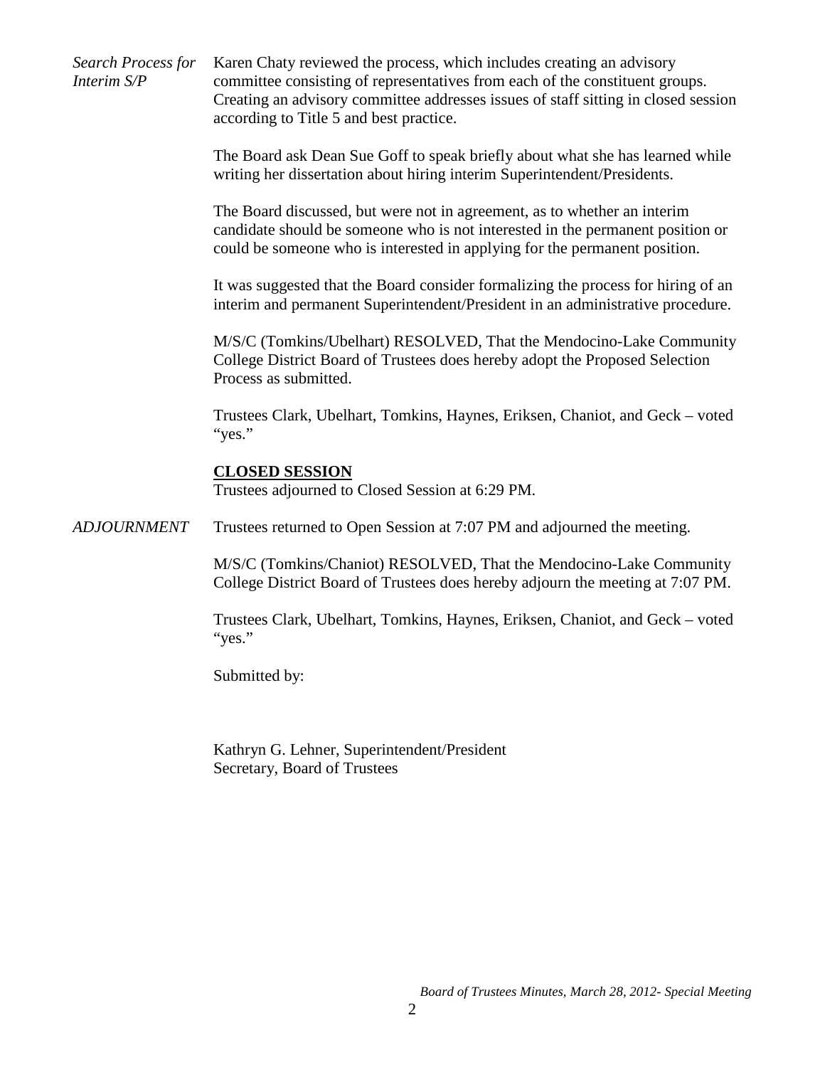*Search Process for Interim S/P*

Karen Chaty reviewed the process, which includes creating an advisory committee consisting of representatives from each of the constituent groups. Creating an advisory committee addresses issues of staff sitting in closed session according to Title 5 and best practice.

The Board ask Dean Sue Goff to speak briefly about what she has learned while writing her dissertation about hiring interim Superintendent/Presidents.

The Board discussed, but were not in agreement, as to whether an interim candidate should be someone who is not interested in the permanent position or could be someone who is interested in applying for the permanent position.

It was suggested that the Board consider formalizing the process for hiring of an interim and permanent Superintendent/President in an administrative procedure.

M/S/C (Tomkins/Ubelhart) RESOLVED, That the Mendocino-Lake Community College District Board of Trustees does hereby adopt the Proposed Selection Process as submitted.

Trustees Clark, Ubelhart, Tomkins, Haynes, Eriksen, Chaniot, and Geck – voted "yes."

**CLOSED SESSION**

Trustees adjourned to Closed Session at 6:29 PM.

*ADJOURNMENT*

Trustees returned to Open Session at 7:07 PM and adjourned the meeting.

M/S/C (Tomkins/Chaniot) RESOLVED, That the Mendocino-Lake Community College District Board of Trustees does hereby adjourn the meeting at 7:07 PM.

Trustees Clark, Ubelhart, Tomkins, Haynes, Eriksen, Chaniot, and Geck – voted "yes."

Submitted by:

Kathryn G. Lehner, Superintendent/President
Secretary, Board of Trustees